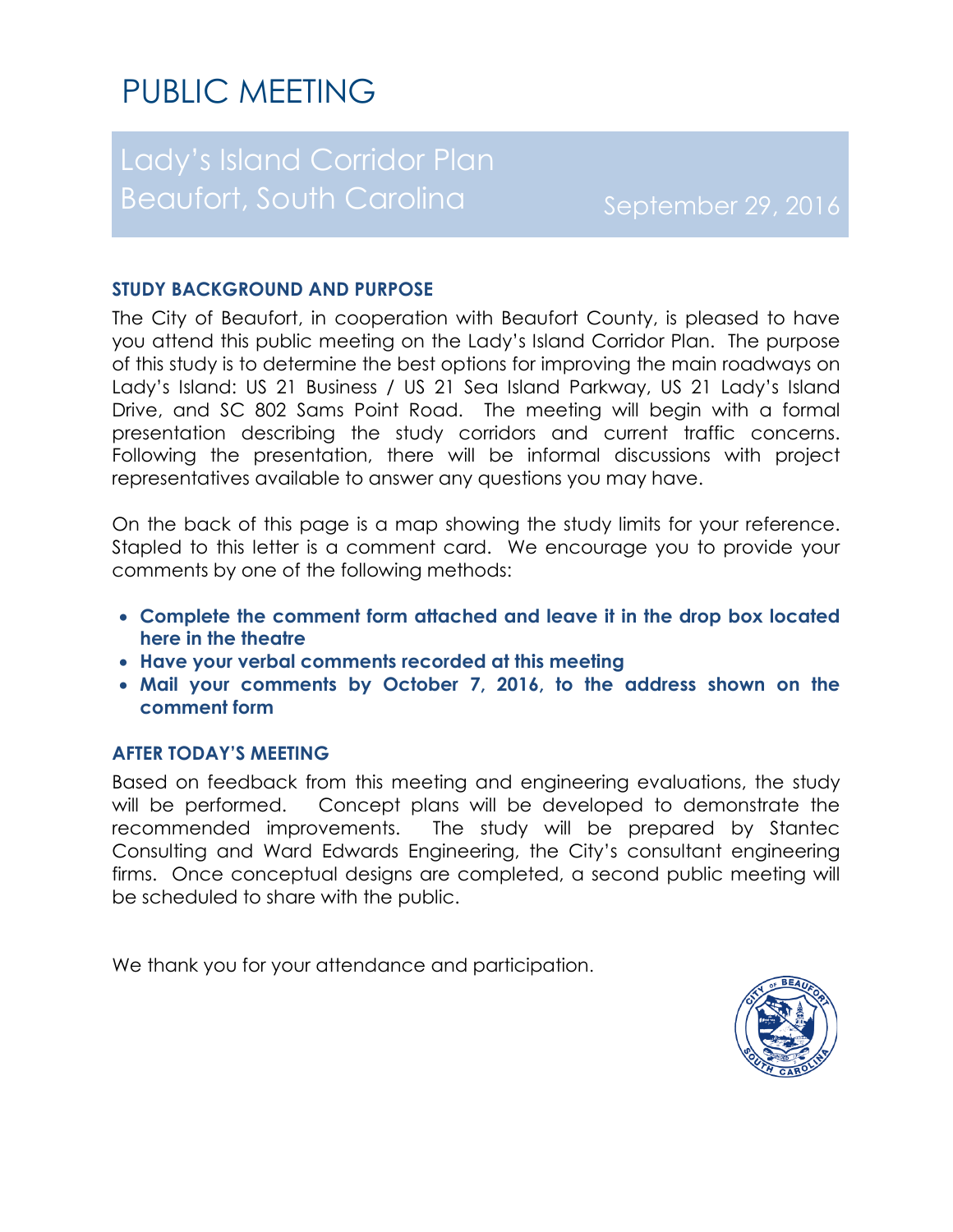# PUBLIC MEETING

## Lady's Island Corridor Plan
## Beaufort, South Carolina

September 29, 2016

### STUDY BACKGROUND AND PURPOSE

The City of Beaufort, in cooperation with Beaufort County, is pleased to have you attend this public meeting on the Lady's Island Corridor Plan. The purpose of this study is to determine the best options for improving the main roadways on Lady's Island: US 21 Business / US 21 Sea Island Parkway, US 21 Lady's Island Drive, and SC 802 Sams Point Road. The meeting will begin with a formal presentation describing the study corridors and current traffic concerns. Following the presentation, there will be informal discussions with project representatives available to answer any questions you may have.

On the back of this page is a map showing the study limits for your reference. Stapled to this letter is a comment card. We encourage you to provide your comments by one of the following methods:

- **Complete the comment form attached and leave it in the drop box located here in the theatre**
- **Have your verbal comments recorded at this meeting**
- **Mail your comments by October 7, 2016, to the address shown on the comment form**

### AFTER TODAY'S MEETING

Based on feedback from this meeting and engineering evaluations, the study will be performed. Concept plans will be developed to demonstrate the recommended improvements. The study will be prepared by Stantec Consulting and Ward Edwards Engineering, the City's consultant engineering firms. Once conceptual designs are completed, a second public meeting will be scheduled to share with the public.

We thank you for your attendance and participation.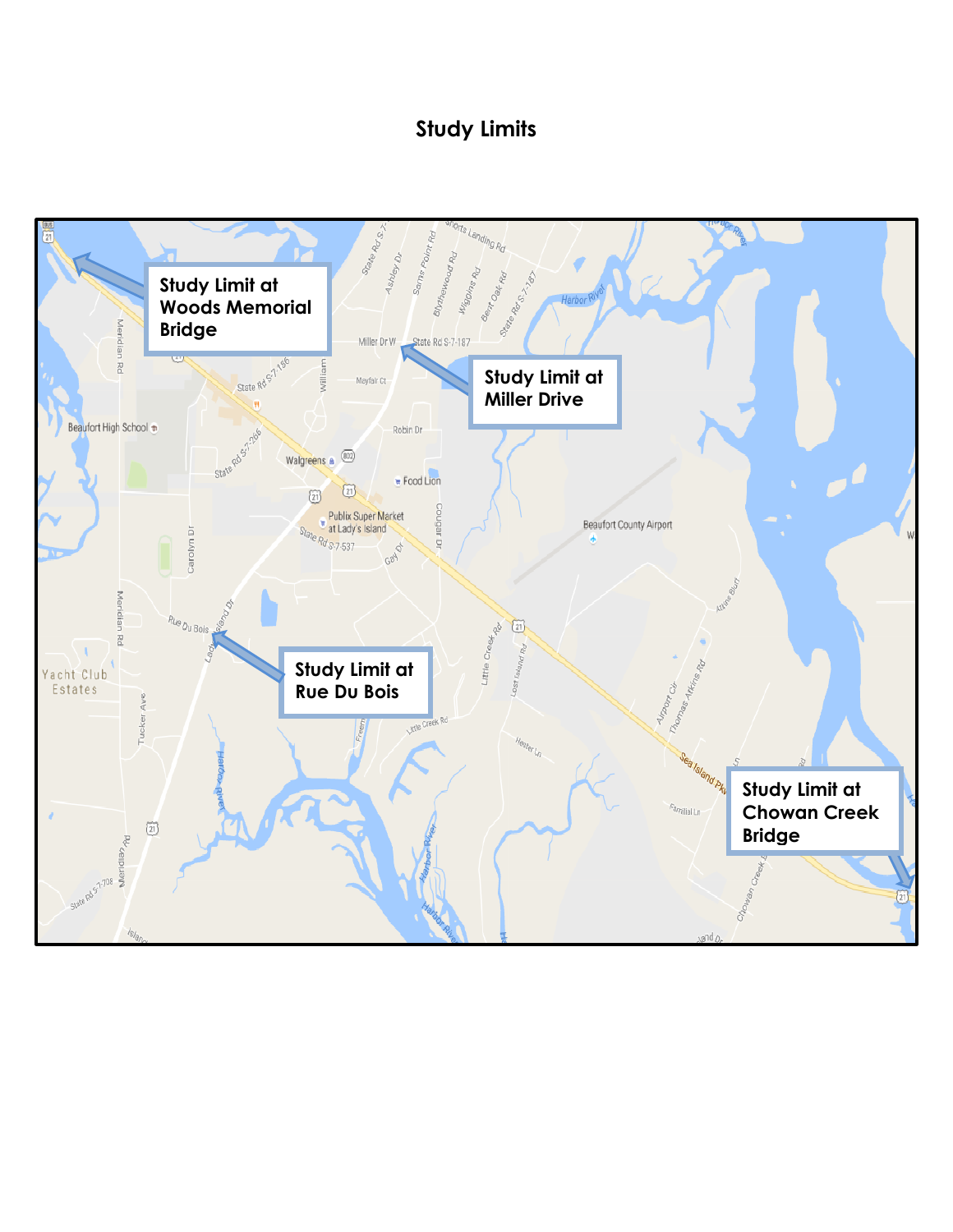# Study Limits

Study Limit at Woods Memorial Bridge

Study Limit at Miller Drive

Study Limit at Rue Du Bois

Study Limit at Chowan Creek Bridge